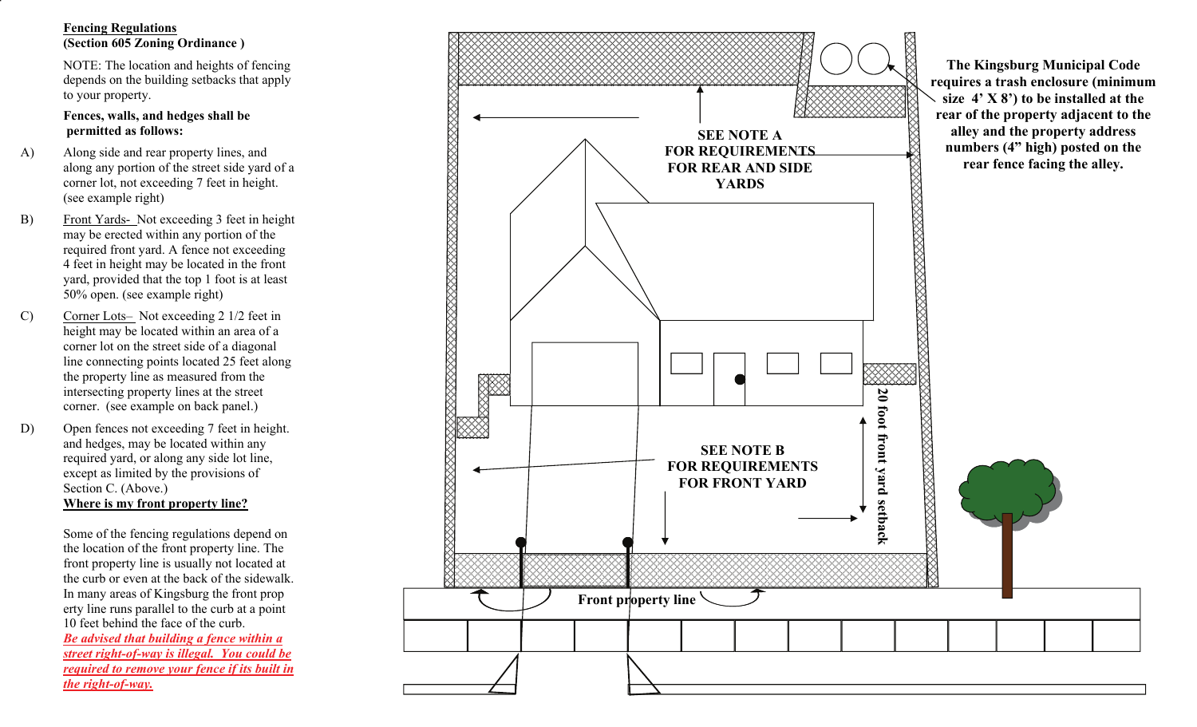**Fencing Regulations**
**(Section 605 Zoning Ordinance )**

NOTE: The location and heights of fencing depends on the building setbacks that apply to your property.

**Fences, walls, and hedges shall be permitted as follows:**

A) Along side and rear property lines, and along any portion of the street side yard of a corner lot, not exceeding 7 feet in height. (see example right)

B) Front Yards- Not exceeding 3 feet in height may be erected within any portion of the required front yard. A fence not exceeding 4 feet in height may be located in the front yard, provided that the top 1 foot is at least 50% open. (see example right)

C) Corner Lots– Not exceeding 2 1/2 feet in height may be located within an area of a corner lot on the street side of a diagonal line connecting points located 25 feet along the property line as measured from the intersecting property lines at the street corner. (see example on back panel.)

D) Open fences not exceeding 7 feet in height. and hedges, may be located within any required yard, or along any side lot line, except as limited by the provisions of Section C. (Above.)

**Where is my front property line?**

Some of the fencing regulations depend on the location of the front property line. The front property line is usually not located at the curb or even at the back of the sidewalk. In many areas of Kingsburg the front property line runs parallel to the curb at a point 10 feet behind the face of the curb.

***Be advised that building a fence within a street right-of-way is illegal. You could be required to remove your fence if its built in the right-of-way.***

**SEE NOTE A FOR REQUIREMENTS FOR REAR AND SIDE YARDS**

**The Kingsburg Municipal Code requires a trash enclosure (minimum size 4' X 8') to be installed at the rear of the property adjacent to the alley and the property address numbers (4" high) posted on the rear fence facing the alley.**

**SEE NOTE B FOR REQUIREMENTS FOR FRONT YARD**

**20 foot front yard setback**

**Front property line**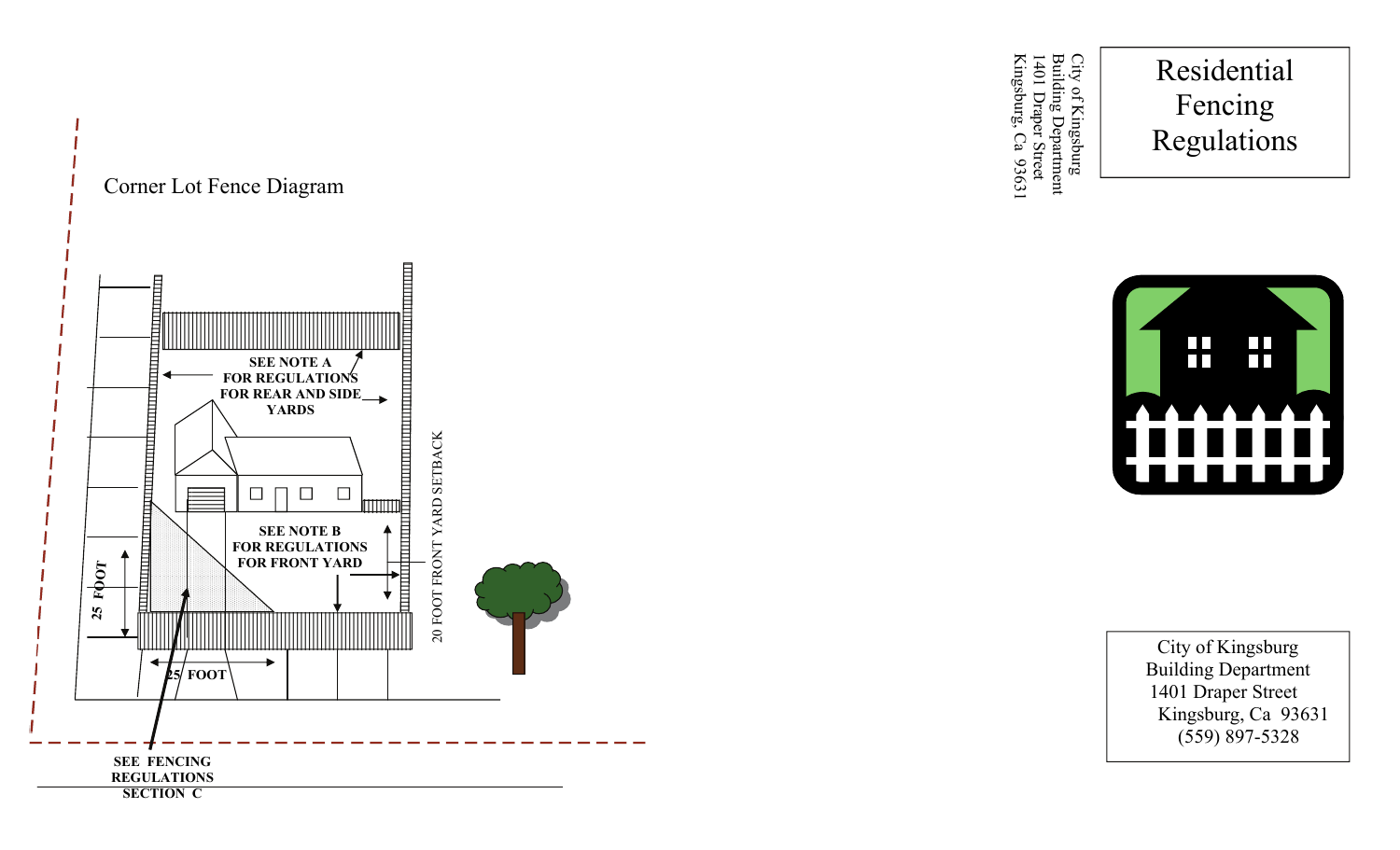Corner Lot Fence Diagram

SEE NOTE A
FOR REGULATIONS
FOR REAR AND SIDE
YARDS

SEE NOTE B
FOR REGULATIONS
FOR FRONT YARD

20 FOOT FRONT YARD SETBACK

25 FOOT

25 FOOT

SEE FENCING
REGULATIONS
SECTION C

City of Kingsburg
Building Department
1401 Draper Street
Kingsburg, Ca 93631

# Residential Fencing Regulations

City of Kingsburg
Building Department
1401 Draper Street
Kingsburg, Ca 93631
(559) 897-5328